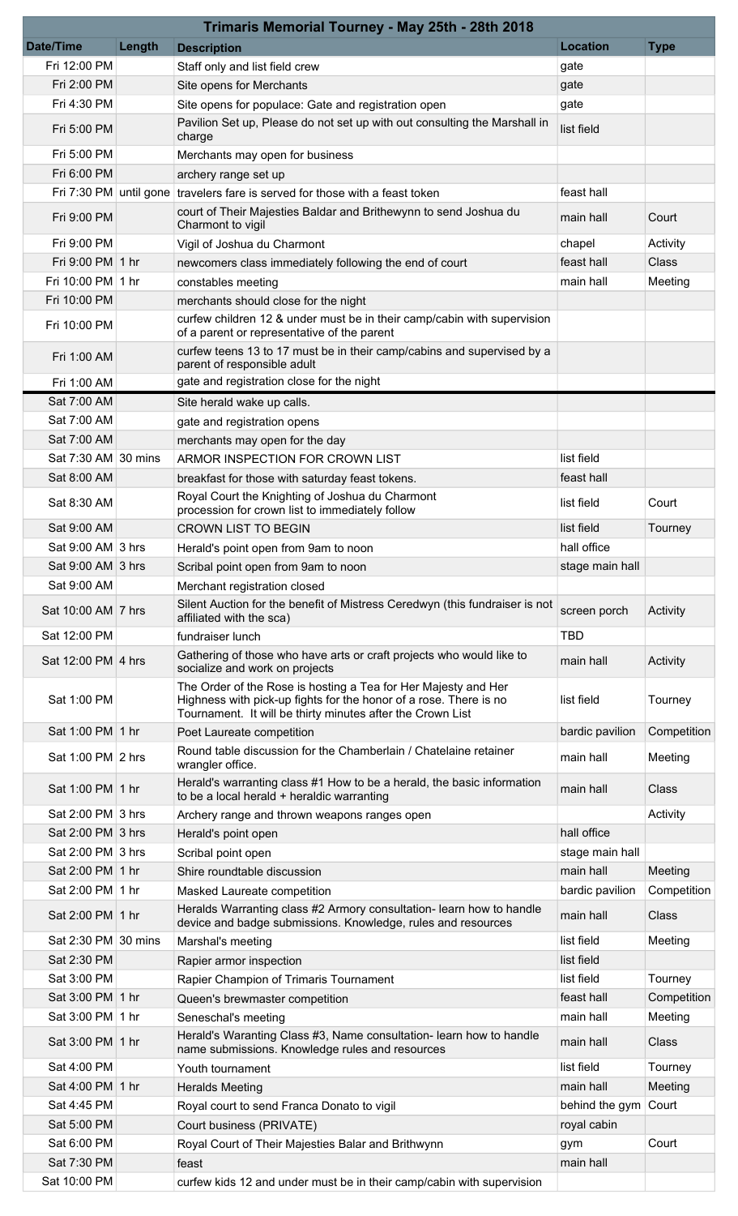| Trimaris Memorial Tourney - May 25th - 28th 2018 | | | | |
|---|---|---|---|---|
| **Date/Time** | **Length** | **Description** | **Location** | **Type** |
| Fri 12:00 PM | | Staff only and list field crew | gate | |
| Fri 2:00 PM | | Site opens for Merchants | gate | |
| Fri 4:30 PM | | Site opens for populace: Gate and registration open | gate | |
| Fri 5:00 PM | | Pavilion Set up, Please do not set up with out consulting the Marshall in charge | list field | |
| Fri 5:00 PM | | Merchants may open for business | | |
| Fri 6:00 PM | | archery range set up | | |
| Fri 7:30 PM | until gone | travelers fare is served for those with a feast token | feast hall | |
| Fri 9:00 PM | | court of Their Majesties Baldar and Brithewynn to send Joshua du Charmont to vigil | main hall | Court |
| Fri 9:00 PM | | Vigil of Joshua du Charmont | chapel | Activity |
| Fri 9:00 PM | 1 hr | newcomers class immediately following the end of court | feast hall | Class |
| Fri 10:00 PM | 1 hr | constables meeting | main hall | Meeting |
| Fri 10:00 PM | | merchants should close for the night | | |
| Fri 10:00 PM | | curfew children 12 & under must be in their camp/cabin with supervision of a parent or representative of the parent | | |
| Fri 1:00 AM | | curfew teens 13 to 17 must be in their camp/cabins and supervised by a parent of responsible adult | | |
| Fri 1:00 AM | | gate and registration close for the night | | |
| Sat 7:00 AM | | Site herald wake up calls. | | |
| Sat 7:00 AM | | gate and registration opens | | |
| Sat 7:00 AM | | merchants may open for the day | | |
| Sat 7:30 AM | 30 mins | ARMOR INSPECTION FOR CROWN LIST | list field | |
| Sat 8:00 AM | | breakfast for those with saturday feast tokens. | feast hall | |
| Sat 8:30 AM | | Royal Court the Knighting of Joshua du Charmont procession for crown list to immediately follow | list field | Court |
| Sat 9:00 AM | | CROWN LIST TO BEGIN | list field | Tourney |
| Sat 9:00 AM | 3 hrs | Herald's point open from 9am to noon | hall office | |
| Sat 9:00 AM | 3 hrs | Scribal point open from 9am to noon | stage main hall | |
| Sat 9:00 AM | | Merchant registration closed | | |
| Sat 10:00 AM | 7 hrs | Silent Auction for the benefit of Mistress Ceredwyn (this fundraiser is not affiliated with the sca) | screen porch | Activity |
| Sat 12:00 PM | | fundraiser lunch | TBD | |
| Sat 12:00 PM | 4 hrs | Gathering of those who have arts or craft projects who would like to socialize and work on projects | main hall | Activity |
| Sat 1:00 PM | | The Order of the Rose is hosting a Tea for Her Majesty and Her Highness with pick-up fights for the honor of a rose. There is no Tournament. It will be thirty minutes after the Crown List | list field | Tourney |
| Sat 1:00 PM | 1 hr | Poet Laureate competition | bardic pavilion | Competition |
| Sat 1:00 PM | 2 hrs | Round table discussion for the Chamberlain / Chatelaine retainer wrangler office. | main hall | Meeting |
| Sat 1:00 PM | 1 hr | Herald's warranting class #1 How to be a herald, the basic information to be a local herald + heraldic warranting | main hall | Class |
| Sat 2:00 PM | 3 hrs | Archery range and thrown weapons ranges open | | Activity |
| Sat 2:00 PM | 3 hrs | Herald's point open | hall office | |
| Sat 2:00 PM | 3 hrs | Scribal point open | stage main hall | |
| Sat 2:00 PM | 1 hr | Shire roundtable discussion | main hall | Meeting |
| Sat 2:00 PM | 1 hr | Masked Laureate competition | bardic pavilion | Competition |
| Sat 2:00 PM | 1 hr | Heralds Warranting class #2 Armory consultation- learn how to handle device and badge submissions. Knowledge, rules and resources | main hall | Class |
| Sat 2:30 PM | 30 mins | Marshal's meeting | list field | Meeting |
| Sat 2:30 PM | | Rapier armor inspection | list field | |
| Sat 3:00 PM | | Rapier Champion of Trimaris Tournament | list field | Tourney |
| Sat 3:00 PM | 1 hr | Queen's brewmaster competition | feast hall | Competition |
| Sat 3:00 PM | 1 hr | Seneschal's meeting | main hall | Meeting |
| Sat 3:00 PM | 1 hr | Herald's Waranting Class #3, Name consultation- learn how to handle name submissions. Knowledge rules and resources | main hall | Class |
| Sat 4:00 PM | | Youth tournament | list field | Tourney |
| Sat 4:00 PM | 1 hr | Heralds Meeting | main hall | Meeting |
| Sat 4:45 PM | | Royal court to send Franca Donato to vigil | behind the gym | Court |
| Sat 5:00 PM | | Court business (PRIVATE) | royal cabin | |
| Sat 6:00 PM | | Royal Court of Their Majesties Balar and Brithwynn | gym | Court |
| Sat 7:30 PM | | feast | main hall | |
| Sat 10:00 PM | | curfew kids 12 and under must be in their camp/cabin with supervision | | |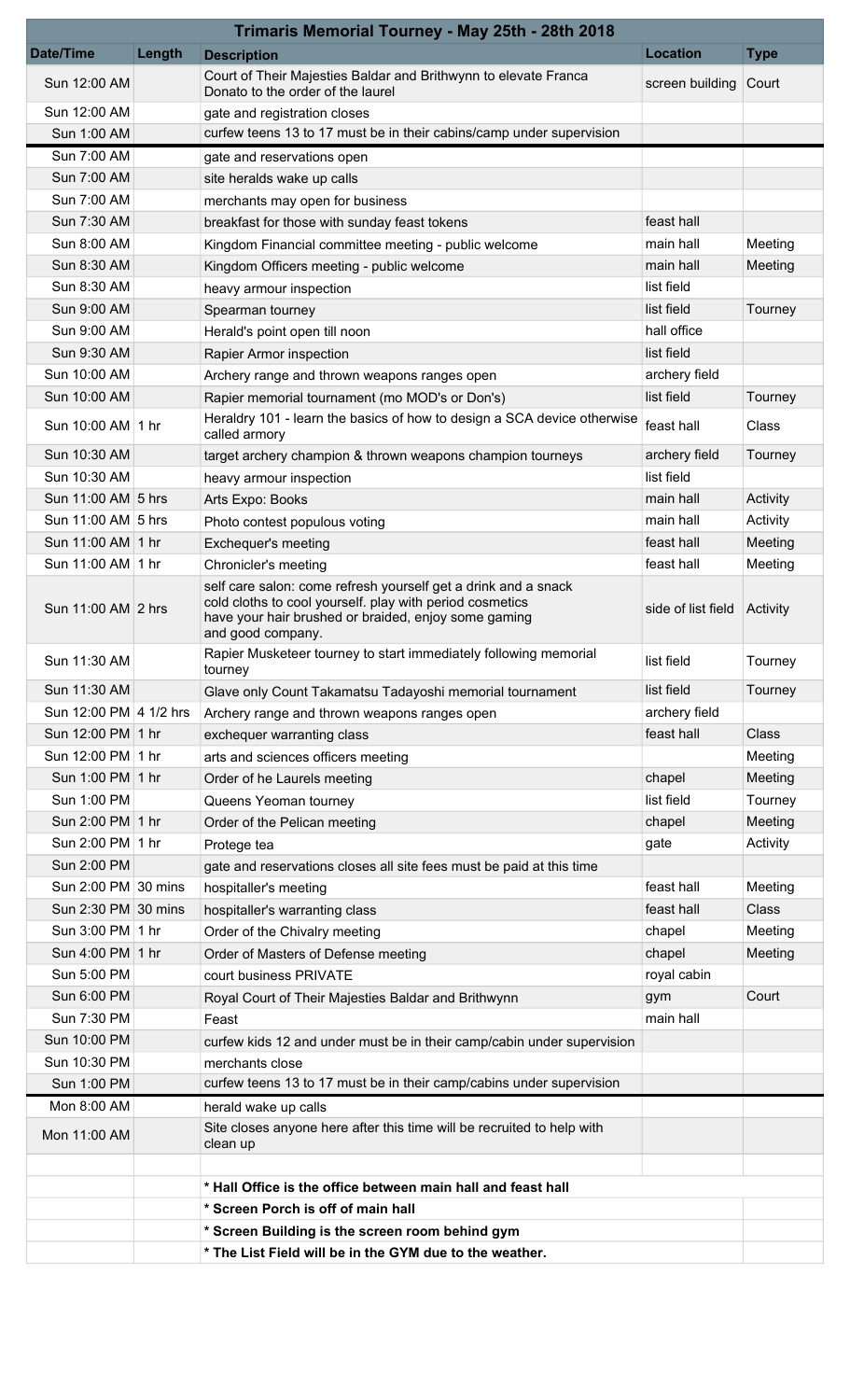| Trimaris Memorial Tourney - May 25th - 28th 2018 | | | | |
|---|---|---|---|---|
| **Date/Time** | **Length** | **Description** | **Location** | **Type** |
| Sun 12:00 AM | | Court of Their Majesties Baldar and Brithwynn to elevate Franca Donato to the order of the laurel | screen building | Court |
| Sun 12:00 AM | | gate and registration closes | | |
| Sun 1:00 AM | | curfew teens 13 to 17 must be in their cabins/camp under supervision | | |
| Sun 7:00 AM | | gate and reservations open | | |
| Sun 7:00 AM | | site heralds wake up calls | | |
| Sun 7:00 AM | | merchants may open for business | | |
| Sun 7:30 AM | | breakfast for those with sunday feast tokens | feast hall | |
| Sun 8:00 AM | | Kingdom Financial committee meeting - public welcome | main hall | Meeting |
| Sun 8:30 AM | | Kingdom Officers meeting - public welcome | main hall | Meeting |
| Sun 8:30 AM | | heavy armour inspection | list field | |
| Sun 9:00 AM | | Spearman tourney | list field | Tourney |
| Sun 9:00 AM | | Herald's point open till noon | hall office | |
| Sun 9:30 AM | | Rapier Armor inspection | list field | |
| Sun 10:00 AM | | Archery range and thrown weapons ranges open | archery field | |
| Sun 10:00 AM | | Rapier memorial tournament (mo MOD's or Don's) | list field | Tourney |
| Sun 10:00 AM | 1 hr | Heraldry 101 - learn the basics of how to design a SCA device otherwise called armory | feast hall | Class |
| Sun 10:30 AM | | target archery champion & thrown weapons champion tourneys | archery field | Tourney |
| Sun 10:30 AM | | heavy armour inspection | list field | |
| Sun 11:00 AM | 5 hrs | Arts Expo: Books | main hall | Activity |
| Sun 11:00 AM | 5 hrs | Photo contest populous voting | main hall | Activity |
| Sun 11:00 AM | 1 hr | Exchequer's meeting | feast hall | Meeting |
| Sun 11:00 AM | 1 hr | Chronicler's meeting | feast hall | Meeting |
| Sun 11:00 AM | 2 hrs | self care salon: come refresh yourself get a drink and a snack cold cloths to cool yourself. play with period cosmetics have your hair brushed or braided, enjoy some gaming and good company. | side of list field | Activity |
| Sun 11:30 AM | | Rapier Musketeer tourney to start immediately following memorial tourney | list field | Tourney |
| Sun 11:30 AM | | Glave only Count Takamatsu Tadayoshi memorial tournament | list field | Tourney |
| Sun 12:00 PM | 4 1/2 hrs | Archery range and thrown weapons ranges open | archery field | |
| Sun 12:00 PM | 1 hr | exchequer warranting class | feast hall | Class |
| Sun 12:00 PM | 1 hr | arts and sciences officers meeting | | Meeting |
| Sun 1:00 PM | 1 hr | Order of he Laurels meeting | chapel | Meeting |
| Sun 1:00 PM | | Queens Yeoman tourney | list field | Tourney |
| Sun 2:00 PM | 1 hr | Order of the Pelican meeting | chapel | Meeting |
| Sun 2:00 PM | 1 hr | Protege tea | gate | Activity |
| Sun 2:00 PM | | gate and reservations closes all site fees must be paid at this time | | |
| Sun 2:00 PM | 30 mins | hospitaller's meeting | feast hall | Meeting |
| Sun 2:30 PM | 30 mins | hospitaller's warranting class | feast hall | Class |
| Sun 3:00 PM | 1 hr | Order of the Chivalry meeting | chapel | Meeting |
| Sun 4:00 PM | 1 hr | Order of Masters of Defense meeting | chapel | Meeting |
| Sun 5:00 PM | | court business PRIVATE | royal cabin | |
| Sun 6:00 PM | | Royal Court of Their Majesties Baldar and Brithwynn | gym | Court |
| Sun 7:30 PM | | Feast | main hall | |
| Sun 10:00 PM | | curfew kids 12 and under must be in their camp/cabin under supervision | | |
| Sun 10:30 PM | | merchants close | | |
| Sun 1:00 PM | | curfew teens 13 to 17 must be in their camp/cabins under supervision | | |
| Mon 8:00 AM | | herald wake up calls | | |
| Mon 11:00 AM | | Site closes anyone here after this time will be recruited to help with clean up | | |
| | | | | |
| | | **\* Hall Office is the office between main hall and feast hall** | | |
| | | **\* Screen Porch is off of main hall** | | |
| | | **\* Screen Building is the screen room behind gym** | | |
| | | **\* The List Field will be in the GYM due to the weather.** | | |